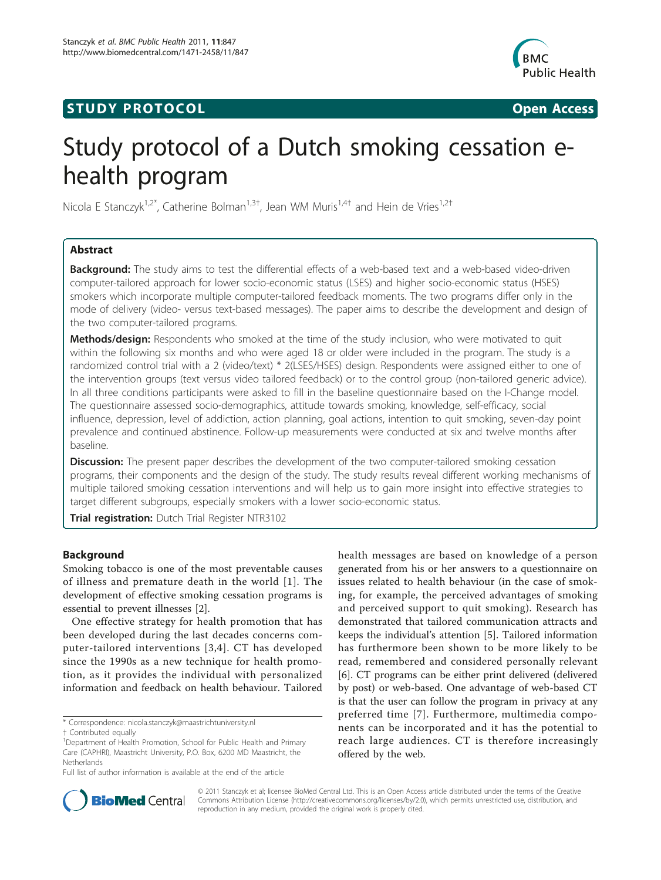STUDY PROTOCOL Open Access

# Study protocol of a Dutch smoking cessation e-health program

Nicola E Stanczyk[1,2*], Catherine Bolman[1,3†], Jean WM Muris[1,4†] and Hein de Vries[1,2†]

## Abstract

**Background:** The study aims to test the differential effects of a web-based text and a web-based video-driven computer-tailored approach for lower socio-economic status (LSES) and higher socio-economic status (HSES) smokers which incorporate multiple computer-tailored feedback moments. The two programs differ only in the mode of delivery (video- versus text-based messages). The paper aims to describe the development and design of the two computer-tailored programs.

**Methods/design:** Respondents who smoked at the time of the study inclusion, who were motivated to quit within the following six months and who were aged 18 or older were included in the program. The study is a randomized control trial with a 2 (video/text) * 2(LSES/HSES) design. Respondents were assigned either to one of the intervention groups (text versus video tailored feedback) or to the control group (non-tailored generic advice). In all three conditions participants were asked to fill in the baseline questionnaire based on the I-Change model. The questionnaire assessed socio-demographics, attitude towards smoking, knowledge, self-efficacy, social influence, depression, level of addiction, action planning, goal actions, intention to quit smoking, seven-day point prevalence and continued abstinence. Follow-up measurements were conducted at six and twelve months after baseline.

**Discussion:** The present paper describes the development of the two computer-tailored smoking cessation programs, their components and the design of the study. The study results reveal different working mechanisms of multiple tailored smoking cessation interventions and will help us to gain more insight into effective strategies to target different subgroups, especially smokers with a lower socio-economic status.

**Trial registration:** Dutch Trial Register NTR3102

## Background

Smoking tobacco is one of the most preventable causes of illness and premature death in the world [1]. The development of effective smoking cessation programs is essential to prevent illnesses [2].

One effective strategy for health promotion that has been developed during the last decades concerns computer-tailored interventions [3,4]. CT has developed since the 1990s as a new technique for health promotion, as it provides the individual with personalized information and feedback on health behaviour. Tailored health messages are based on knowledge of a person generated from his or her answers to a questionnaire on issues related to health behaviour (in the case of smoking, for example, the perceived advantages of smoking and perceived support to quit smoking). Research has demonstrated that tailored communication attracts and keeps the individual's attention [5]. Tailored information has furthermore been shown to be more likely to be read, remembered and considered personally relevant [6]. CT programs can be either print delivered (delivered by post) or web-based. One advantage of web-based CT is that the user can follow the program in privacy at any preferred time [7]. Furthermore, multimedia components can be incorporated and it has the potential to reach large audiences. CT is therefore increasingly offered by the web.

* Correspondence: nicola.stanczyk@maastrichtuniversity.nl
† Contributed equally
[1]Department of Health Promotion, School for Public Health and Primary Care (CAPHRI), Maastricht University, P.O. Box, 6200 MD Maastricht, the Netherlands
Full list of author information is available at the end of the article

© 2011 Stanczyk et al; licensee BioMed Central Ltd. This is an Open Access article distributed under the terms of the Creative Commons Attribution License (http://creativecommons.org/licenses/by/2.0), which permits unrestricted use, distribution, and reproduction in any medium, provided the original work is properly cited.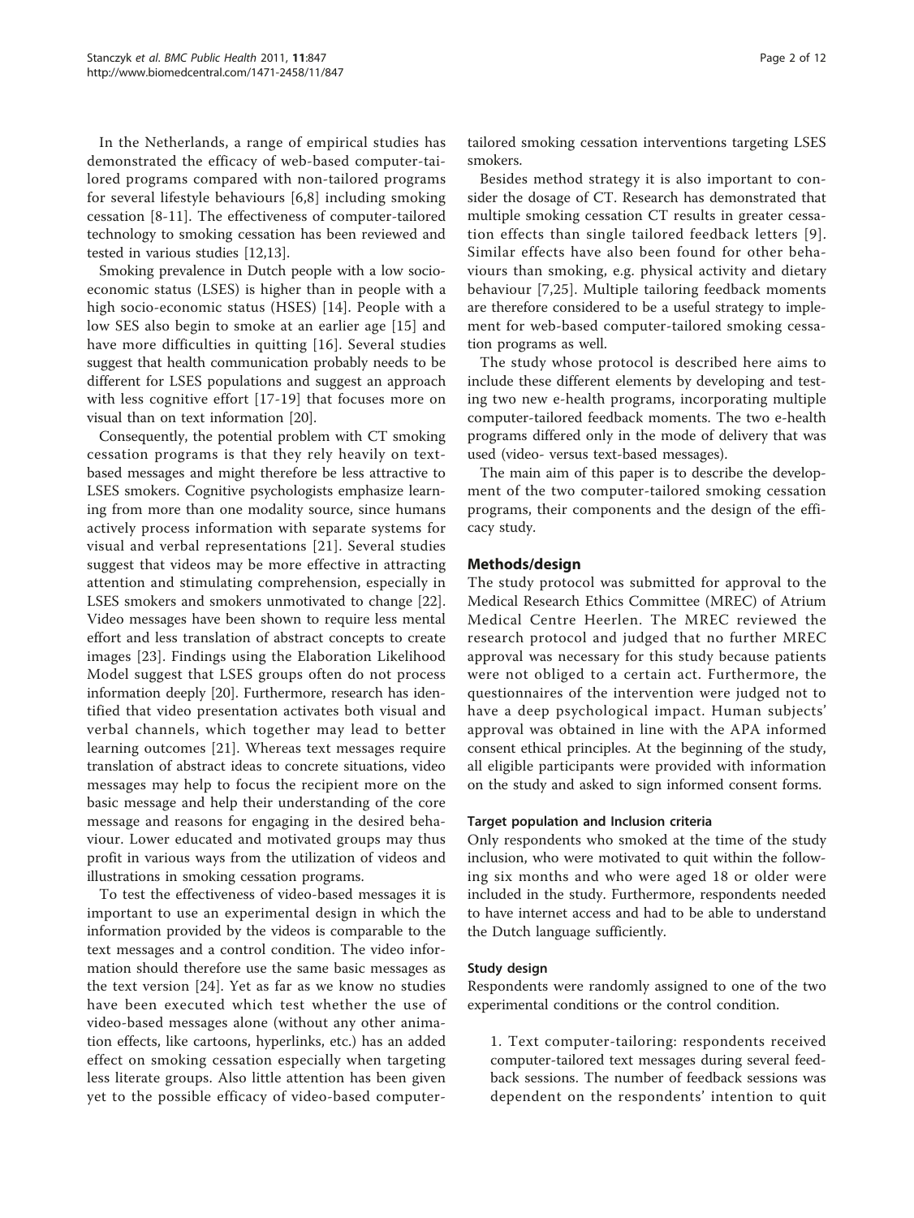In the Netherlands, a range of empirical studies has demonstrated the efficacy of web-based computer-tailored programs compared with non-tailored programs for several lifestyle behaviours [6,8] including smoking cessation [8-11]. The effectiveness of computer-tailored technology to smoking cessation has been reviewed and tested in various studies [12,13].

Smoking prevalence in Dutch people with a low socio-economic status (LSES) is higher than in people with a high socio-economic status (HSES) [14]. People with a low SES also begin to smoke at an earlier age [15] and have more difficulties in quitting [16]. Several studies suggest that health communication probably needs to be different for LSES populations and suggest an approach with less cognitive effort [17-19] that focuses more on visual than on text information [20].

Consequently, the potential problem with CT smoking cessation programs is that they rely heavily on text-based messages and might therefore be less attractive to LSES smokers. Cognitive psychologists emphasize learning from more than one modality source, since humans actively process information with separate systems for visual and verbal representations [21]. Several studies suggest that videos may be more effective in attracting attention and stimulating comprehension, especially in LSES smokers and smokers unmotivated to change [22]. Video messages have been shown to require less mental effort and less translation of abstract concepts to create images [23]. Findings using the Elaboration Likelihood Model suggest that LSES groups often do not process information deeply [20]. Furthermore, research has identified that video presentation activates both visual and verbal channels, which together may lead to better learning outcomes [21]. Whereas text messages require translation of abstract ideas to concrete situations, video messages may help to focus the recipient more on the basic message and help their understanding of the core message and reasons for engaging in the desired behaviour. Lower educated and motivated groups may thus profit in various ways from the utilization of videos and illustrations in smoking cessation programs.

To test the effectiveness of video-based messages it is important to use an experimental design in which the information provided by the videos is comparable to the text messages and a control condition. The video information should therefore use the same basic messages as the text version [24]. Yet as far as we know no studies have been executed which test whether the use of video-based messages alone (without any other animation effects, like cartoons, hyperlinks, etc.) has an added effect on smoking cessation especially when targeting less literate groups. Also little attention has been given yet to the possible efficacy of video-based computer-tailored smoking cessation interventions targeting LSES smokers.

Besides method strategy it is also important to consider the dosage of CT. Research has demonstrated that multiple smoking cessation CT results in greater cessation effects than single tailored feedback letters [9]. Similar effects have also been found for other behaviours than smoking, e.g. physical activity and dietary behaviour [7,25]. Multiple tailoring feedback moments are therefore considered to be a useful strategy to implement for web-based computer-tailored smoking cessation programs as well.

The study whose protocol is described here aims to include these different elements by developing and testing two new e-health programs, incorporating multiple computer-tailored feedback moments. The two e-health programs differed only in the mode of delivery that was used (video- versus text-based messages).

The main aim of this paper is to describe the development of the two computer-tailored smoking cessation programs, their components and the design of the efficacy study.

## Methods/design

The study protocol was submitted for approval to the Medical Research Ethics Committee (MREC) of Atrium Medical Centre Heerlen. The MREC reviewed the research protocol and judged that no further MREC approval was necessary for this study because patients were not obliged to a certain act. Furthermore, the questionnaires of the intervention were judged not to have a deep psychological impact. Human subjects' approval was obtained in line with the APA informed consent ethical principles. At the beginning of the study, all eligible participants were provided with information on the study and asked to sign informed consent forms.

### Target population and Inclusion criteria

Only respondents who smoked at the time of the study inclusion, who were motivated to quit within the following six months and who were aged 18 or older were included in the study. Furthermore, respondents needed to have internet access and had to be able to understand the Dutch language sufficiently.

### Study design

Respondents were randomly assigned to one of the two experimental conditions or the control condition.

1. Text computer-tailoring: respondents received computer-tailored text messages during several feedback sessions. The number of feedback sessions was dependent on the respondents' intention to quit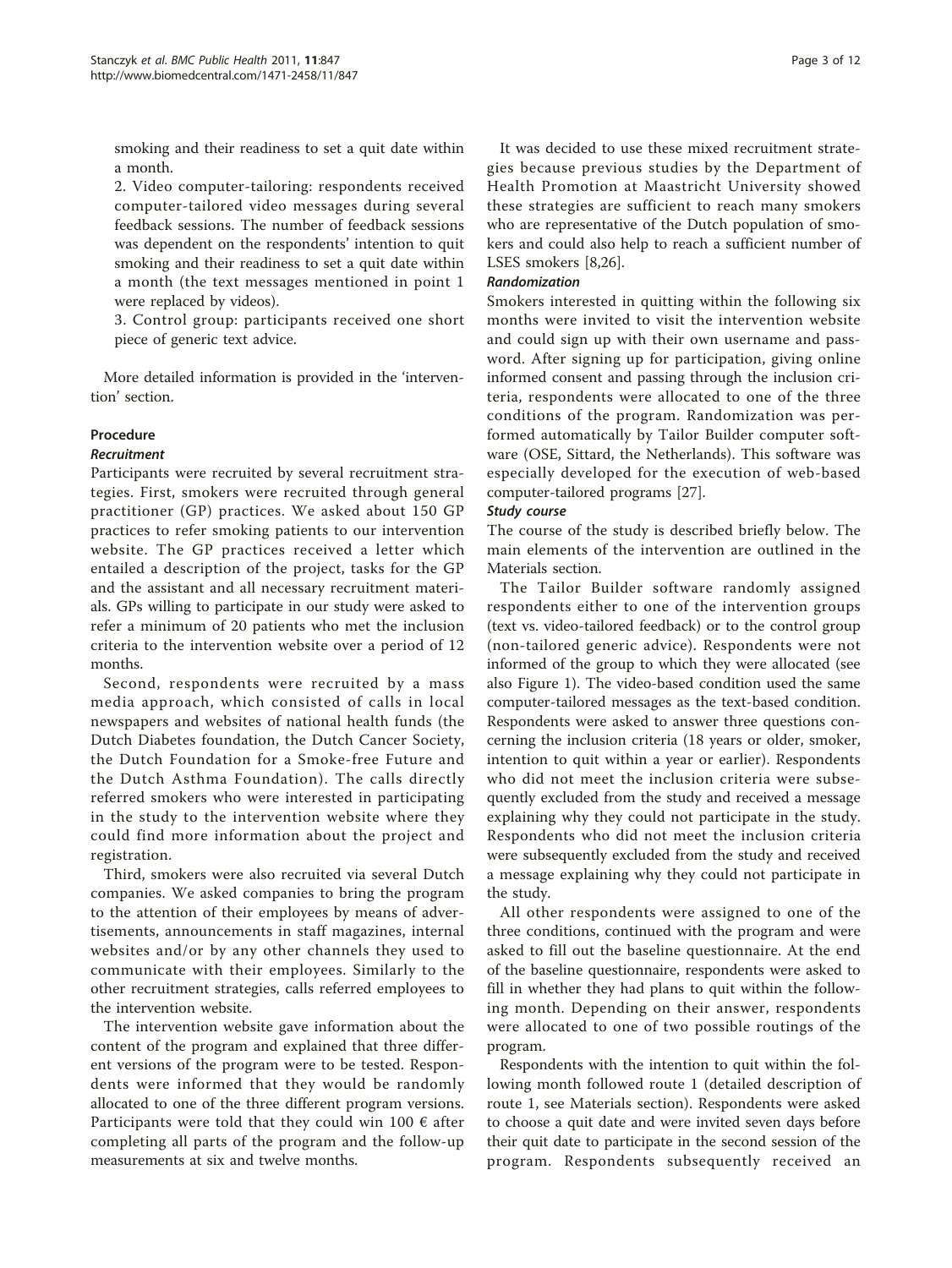smoking and their readiness to set a quit date within a month.

2. Video computer-tailoring: respondents received computer-tailored video messages during several feedback sessions. The number of feedback sessions was dependent on the respondents' intention to quit smoking and their readiness to set a quit date within a month (the text messages mentioned in point 1 were replaced by videos).

3. Control group: participants received one short piece of generic text advice.

More detailed information is provided in the 'intervention' section.

## Procedure

### Recruitment

Participants were recruited by several recruitment strategies. First, smokers were recruited through general practitioner (GP) practices. We asked about 150 GP practices to refer smoking patients to our intervention website. The GP practices received a letter which entailed a description of the project, tasks for the GP and the assistant and all necessary recruitment materials. GPs willing to participate in our study were asked to refer a minimum of 20 patients who met the inclusion criteria to the intervention website over a period of 12 months.

Second, respondents were recruited by a mass media approach, which consisted of calls in local newspapers and websites of national health funds (the Dutch Diabetes foundation, the Dutch Cancer Society, the Dutch Foundation for a Smoke-free Future and the Dutch Asthma Foundation). The calls directly referred smokers who were interested in participating in the study to the intervention website where they could find more information about the project and registration.

Third, smokers were also recruited via several Dutch companies. We asked companies to bring the program to the attention of their employees by means of advertisements, announcements in staff magazines, internal websites and/or by any other channels they used to communicate with their employees. Similarly to the other recruitment strategies, calls referred employees to the intervention website.

The intervention website gave information about the content of the program and explained that three different versions of the program were to be tested. Respondents were informed that they would be randomly allocated to one of the three different program versions. Participants were told that they could win 100 € after completing all parts of the program and the follow-up measurements at six and twelve months.

It was decided to use these mixed recruitment strategies because previous studies by the Department of Health Promotion at Maastricht University showed these strategies are sufficient to reach many smokers who are representative of the Dutch population of smokers and could also help to reach a sufficient number of LSES smokers [8,26].

### Randomization

Smokers interested in quitting within the following six months were invited to visit the intervention website and could sign up with their own username and password. After signing up for participation, giving online informed consent and passing through the inclusion criteria, respondents were allocated to one of the three conditions of the program. Randomization was performed automatically by Tailor Builder computer software (OSE, Sittard, the Netherlands). This software was especially developed for the execution of web-based computer-tailored programs [27].

### Study course

The course of the study is described briefly below. The main elements of the intervention are outlined in the Materials section.

The Tailor Builder software randomly assigned respondents either to one of the intervention groups (text vs. video-tailored feedback) or to the control group (non-tailored generic advice). Respondents were not informed of the group to which they were allocated (see also Figure 1). The video-based condition used the same computer-tailored messages as the text-based condition. Respondents were asked to answer three questions concerning the inclusion criteria (18 years or older, smoker, intention to quit within a year or earlier). Respondents who did not meet the inclusion criteria were subsequently excluded from the study and received a message explaining why they could not participate in the study. Respondents who did not meet the inclusion criteria were subsequently excluded from the study and received a message explaining why they could not participate in the study.

All other respondents were assigned to one of the three conditions, continued with the program and were asked to fill out the baseline questionnaire. At the end of the baseline questionnaire, respondents were asked to fill in whether they had plans to quit within the following month. Depending on their answer, respondents were allocated to one of two possible routings of the program.

Respondents with the intention to quit within the following month followed route 1 (detailed description of route 1, see Materials section). Respondents were asked to choose a quit date and were invited seven days before their quit date to participate in the second session of the program. Respondents subsequently received an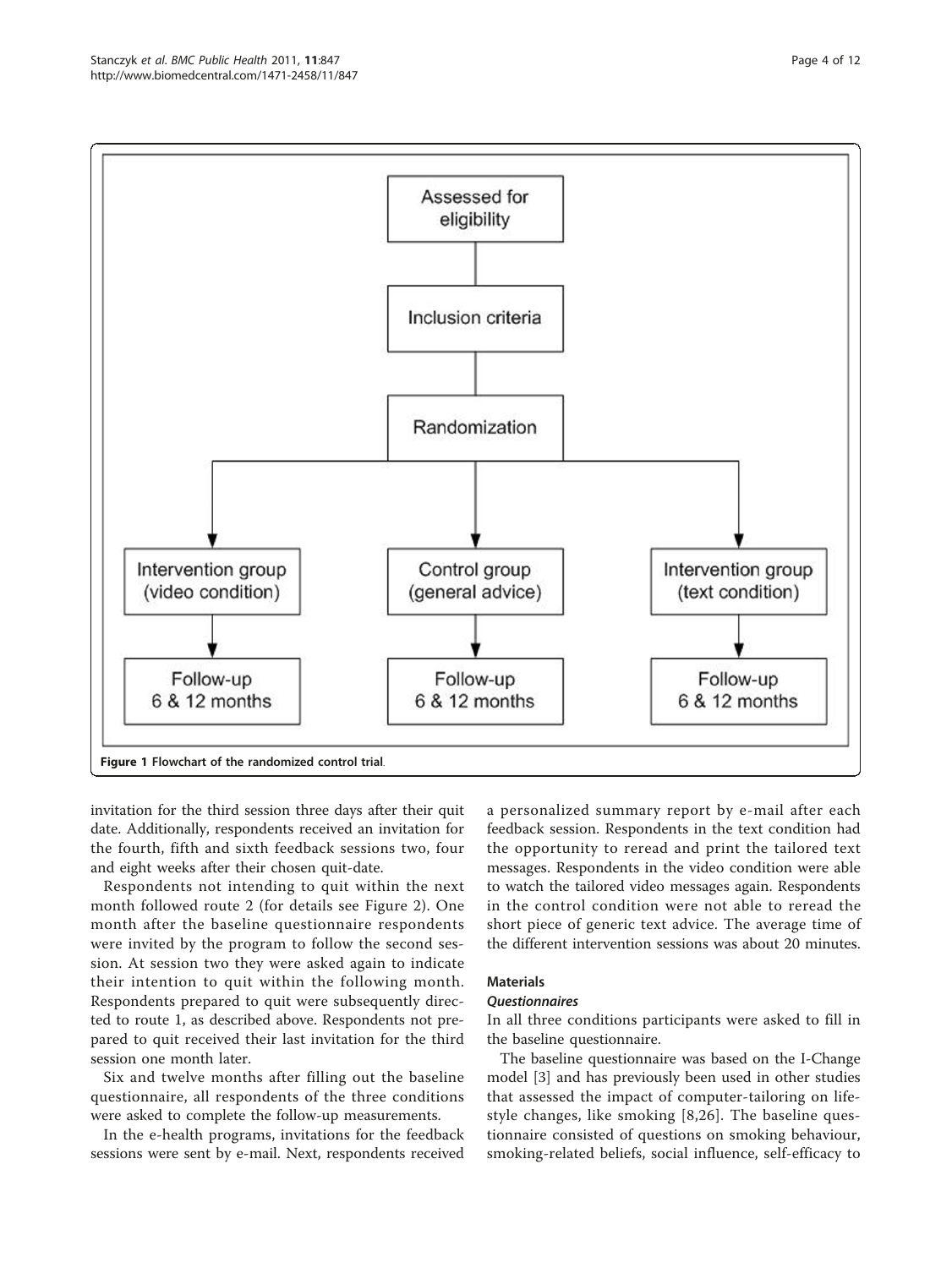Figure 1 Flowchart of the randomized control trial.

invitation for the third session three days after their quit date. Additionally, respondents received an invitation for the fourth, fifth and sixth feedback sessions two, four and eight weeks after their chosen quit-date.

Respondents not intending to quit within the next month followed route 2 (for details see Figure 2). One month after the baseline questionnaire respondents were invited by the program to follow the second session. At session two they were asked again to indicate their intention to quit within the following month. Respondents prepared to quit were subsequently directed to route 1, as described above. Respondents not prepared to quit received their last invitation for the third session one month later.

Six and twelve months after filling out the baseline questionnaire, all respondents of the three conditions were asked to complete the follow-up measurements.

In the e-health programs, invitations for the feedback sessions were sent by e-mail. Next, respondents received a personalized summary report by e-mail after each feedback session. Respondents in the text condition had the opportunity to reread and print the tailored text messages. Respondents in the video condition were able to watch the tailored video messages again. Respondents in the control condition were not able to reread the short piece of generic text advice. The average time of the different intervention sessions was about 20 minutes.

## Materials

### *Questionnaires*

In all three conditions participants were asked to fill in the baseline questionnaire.

The baseline questionnaire was based on the I-Change model [3] and has previously been used in other studies that assessed the impact of computer-tailoring on lifestyle changes, like smoking [8,26]. The baseline questionnaire consisted of questions on smoking behaviour, smoking-related beliefs, social influence, self-efficacy to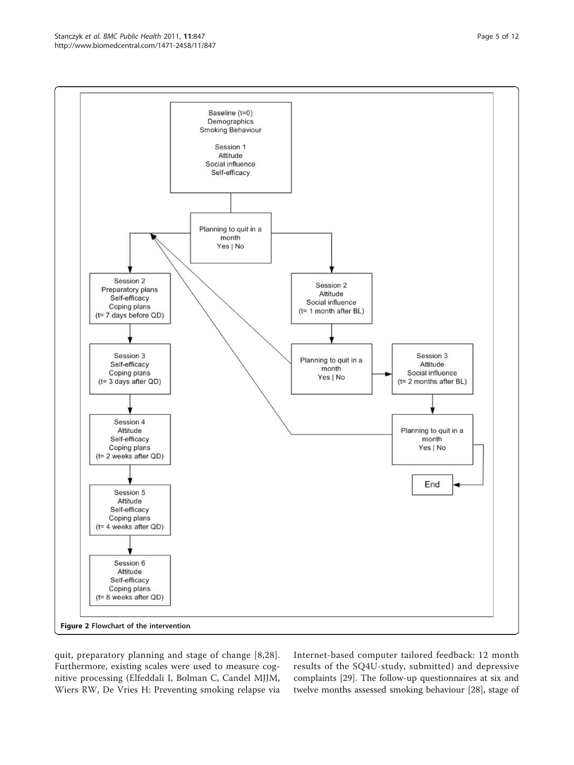Figure 2 Flowchart of the intervention.

quit, preparatory planning and stage of change [8,28]. Furthermore, existing scales were used to measure cognitive processing (Elfeddali I, Bolman C, Candel MJJM, Wiers RW, De Vries H: Preventing smoking relapse via Internet-based computer tailored feedback: 12 month results of the SQ4U-study, submitted) and depressive complaints [29]. The follow-up questionnaires at six and twelve months assessed smoking behaviour [28], stage of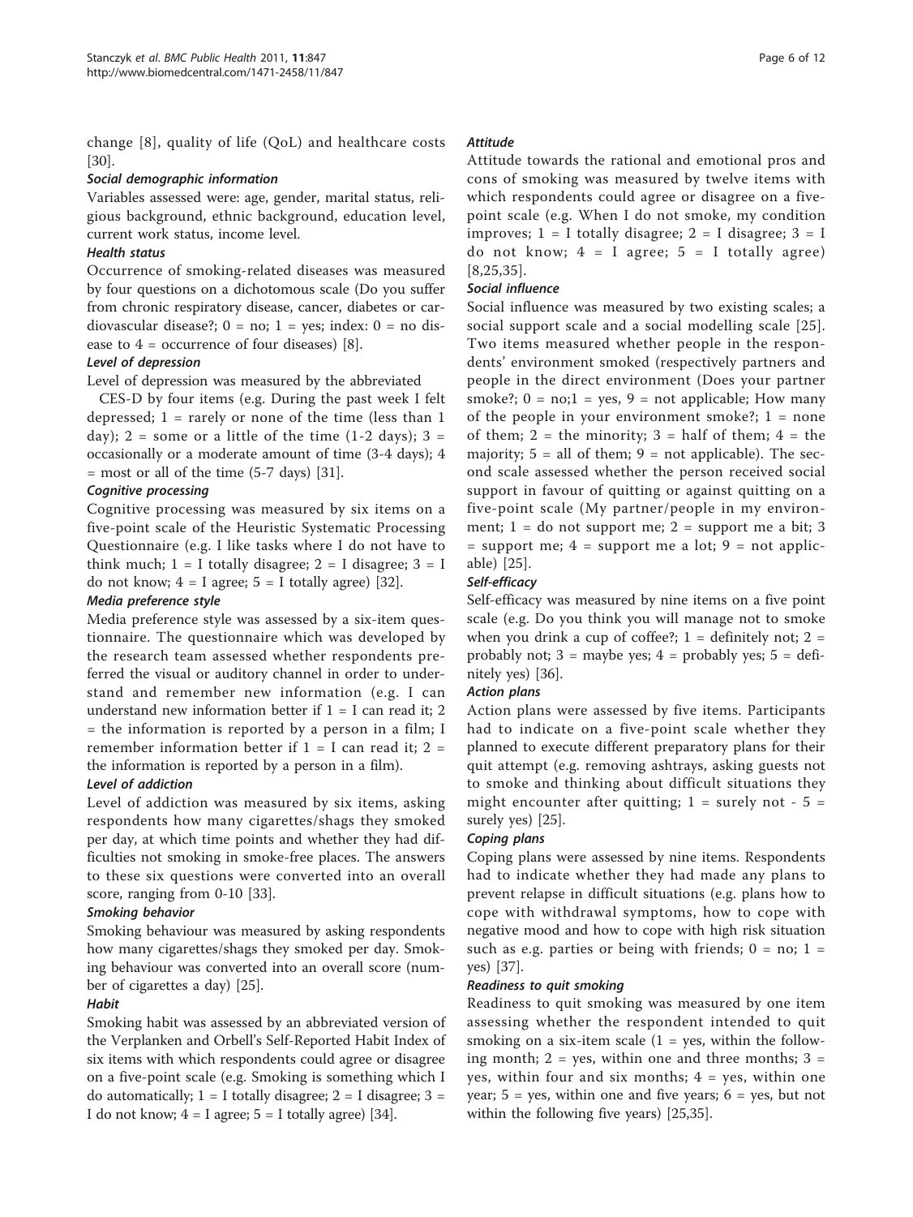change [8], quality of life (QoL) and healthcare costs [30].

#### *Social demographic information*

Variables assessed were: age, gender, marital status, religious background, ethnic background, education level, current work status, income level.

#### *Health status*

Occurrence of smoking-related diseases was measured by four questions on a dichotomous scale (Do you suffer from chronic respiratory disease, cancer, diabetes or cardiovascular disease?; 0 = no; 1 = yes; index: 0 = no disease to 4 = occurrence of four diseases) [8].

#### *Level of depression*

Level of depression was measured by the abbreviated CES-D by four items (e.g. During the past week I felt depressed; 1 = rarely or none of the time (less than 1 day); 2 = some or a little of the time (1-2 days); 3 = occasionally or a moderate amount of time (3-4 days); 4 = most or all of the time (5-7 days) [31].

#### *Cognitive processing*

Cognitive processing was measured by six items on a five-point scale of the Heuristic Systematic Processing Questionnaire (e.g. I like tasks where I do not have to think much; 1 = I totally disagree; 2 = I disagree; 3 = I do not know; 4 = I agree; 5 = I totally agree) [32].

#### *Media preference style*

Media preference style was assessed by a six-item questionnaire. The questionnaire which was developed by the research team assessed whether respondents preferred the visual or auditory channel in order to understand and remember new information (e.g. I can understand new information better if 1 = I can read it; 2 = the information is reported by a person in a film; I remember information better if 1 = I can read it; 2 = the information is reported by a person in a film).

#### *Level of addiction*

Level of addiction was measured by six items, asking respondents how many cigarettes/shags they smoked per day, at which time points and whether they had difficulties not smoking in smoke-free places. The answers to these six questions were converted into an overall score, ranging from 0-10 [33].

#### *Smoking behavior*

Smoking behaviour was measured by asking respondents how many cigarettes/shags they smoked per day. Smoking behaviour was converted into an overall score (number of cigarettes a day) [25].

#### *Habit*

Smoking habit was assessed by an abbreviated version of the Verplanken and Orbell's Self-Reported Habit Index of six items with which respondents could agree or disagree on a five-point scale (e.g. Smoking is something which I do automatically; 1 = I totally disagree; 2 = I disagree; 3 = I do not know; 4 = I agree; 5 = I totally agree) [34].

#### *Attitude*

Attitude towards the rational and emotional pros and cons of smoking was measured by twelve items with which respondents could agree or disagree on a five-point scale (e.g. When I do not smoke, my condition improves; 1 = I totally disagree; 2 = I disagree; 3 = I do not know; 4 = I agree; 5 = I totally agree) [8,25,35].

#### *Social influence*

Social influence was measured by two existing scales; a social support scale and a social modelling scale [25]. Two items measured whether people in the respondents' environment smoked (respectively partners and people in the direct environment (Does your partner smoke?; 0 = no;1 = yes, 9 = not applicable; How many of the people in your environment smoke?; 1 = none of them; 2 = the minority; 3 = half of them; 4 = the majority; 5 = all of them; 9 = not applicable). The second scale assessed whether the person received social support in favour of quitting or against quitting on a five-point scale (My partner/people in my environment; 1 = do not support me; 2 = support me a bit; 3 = support me; 4 = support me a lot; 9 = not applicable) [25].

#### *Self-efficacy*

Self-efficacy was measured by nine items on a five point scale (e.g. Do you think you will manage not to smoke when you drink a cup of coffee?; 1 = definitely not; 2 = probably not; 3 = maybe yes; 4 = probably yes; 5 = definitely yes) [36].

#### *Action plans*

Action plans were assessed by five items. Participants had to indicate on a five-point scale whether they planned to execute different preparatory plans for their quit attempt (e.g. removing ashtrays, asking guests not to smoke and thinking about difficult situations they might encounter after quitting; 1 = surely not - 5 = surely yes) [25].

#### *Coping plans*

Coping plans were assessed by nine items. Respondents had to indicate whether they had made any plans to prevent relapse in difficult situations (e.g. plans how to cope with withdrawal symptoms, how to cope with negative mood and how to cope with high risk situation such as e.g. parties or being with friends; 0 = no; 1 = yes) [37].

#### *Readiness to quit smoking*

Readiness to quit smoking was measured by one item assessing whether the respondent intended to quit smoking on a six-item scale (1 = yes, within the following month; 2 = yes, within one and three months; 3 = yes, within four and six months; 4 = yes, within one year; 5 = yes, within one and five years; 6 = yes, but not within the following five years) [25,35].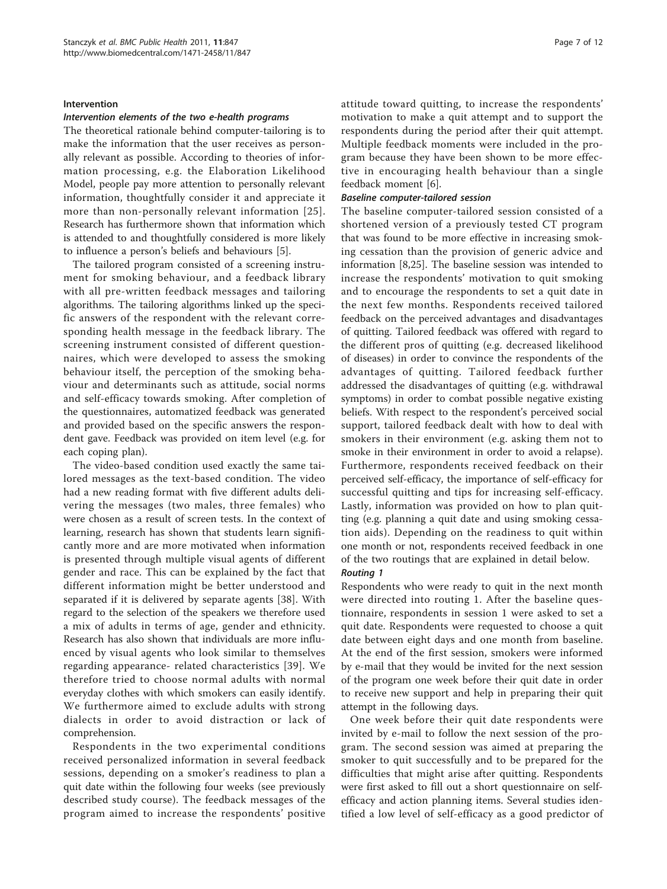## Intervention

### Intervention elements of the two e-health programs

The theoretical rationale behind computer-tailoring is to make the information that the user receives as personally relevant as possible. According to theories of information processing, e.g. the Elaboration Likelihood Model, people pay more attention to personally relevant information, thoughtfully consider it and appreciate it more than non-personally relevant information [25]. Research has furthermore shown that information which is attended to and thoughtfully considered is more likely to influence a person's beliefs and behaviours [5].

The tailored program consisted of a screening instrument for smoking behaviour, and a feedback library with all pre-written feedback messages and tailoring algorithms. The tailoring algorithms linked up the specific answers of the respondent with the relevant corresponding health message in the feedback library. The screening instrument consisted of different questionnaires, which were developed to assess the smoking behaviour itself, the perception of the smoking behaviour and determinants such as attitude, social norms and self-efficacy towards smoking. After completion of the questionnaires, automatized feedback was generated and provided based on the specific answers the respondent gave. Feedback was provided on item level (e.g. for each coping plan).

The video-based condition used exactly the same tailored messages as the text-based condition. The video had a new reading format with five different adults delivering the messages (two males, three females) who were chosen as a result of screen tests. In the context of learning, research has shown that students learn significantly more and are more motivated when information is presented through multiple visual agents of different gender and race. This can be explained by the fact that different information might be better understood and separated if it is delivered by separate agents [38]. With regard to the selection of the speakers we therefore used a mix of adults in terms of age, gender and ethnicity. Research has also shown that individuals are more influenced by visual agents who look similar to themselves regarding appearance- related characteristics [39]. We therefore tried to choose normal adults with normal everyday clothes with which smokers can easily identify. We furthermore aimed to exclude adults with strong dialects in order to avoid distraction or lack of comprehension.

Respondents in the two experimental conditions received personalized information in several feedback sessions, depending on a smoker's readiness to plan a quit date within the following four weeks (see previously described study course). The feedback messages of the program aimed to increase the respondents' positive attitude toward quitting, to increase the respondents' motivation to make a quit attempt and to support the respondents during the period after their quit attempt. Multiple feedback moments were included in the program because they have been shown to be more effective in encouraging health behaviour than a single feedback moment [6].

### Baseline computer-tailored session

The baseline computer-tailored session consisted of a shortened version of a previously tested CT program that was found to be more effective in increasing smoking cessation than the provision of generic advice and information [8,25]. The baseline session was intended to increase the respondents' motivation to quit smoking and to encourage the respondents to set a quit date in the next few months. Respondents received tailored feedback on the perceived advantages and disadvantages of quitting. Tailored feedback was offered with regard to the different pros of quitting (e.g. decreased likelihood of diseases) in order to convince the respondents of the advantages of quitting. Tailored feedback further addressed the disadvantages of quitting (e.g. withdrawal symptoms) in order to combat possible negative existing beliefs. With respect to the respondent's perceived social support, tailored feedback dealt with how to deal with smokers in their environment (e.g. asking them not to smoke in their environment in order to avoid a relapse). Furthermore, respondents received feedback on their perceived self-efficacy, the importance of self-efficacy for successful quitting and tips for increasing self-efficacy. Lastly, information was provided on how to plan quitting (e.g. planning a quit date and using smoking cessation aids). Depending on the readiness to quit within one month or not, respondents received feedback in one of the two routings that are explained in detail below.

### Routing 1

Respondents who were ready to quit in the next month were directed into routing 1. After the baseline questionnaire, respondents in session 1 were asked to set a quit date. Respondents were requested to choose a quit date between eight days and one month from baseline. At the end of the first session, smokers were informed by e-mail that they would be invited for the next session of the program one week before their quit date in order to receive new support and help in preparing their quit attempt in the following days.

One week before their quit date respondents were invited by e-mail to follow the next session of the program. The second session was aimed at preparing the smoker to quit successfully and to be prepared for the difficulties that might arise after quitting. Respondents were first asked to fill out a short questionnaire on self-efficacy and action planning items. Several studies identified a low level of self-efficacy as a good predictor of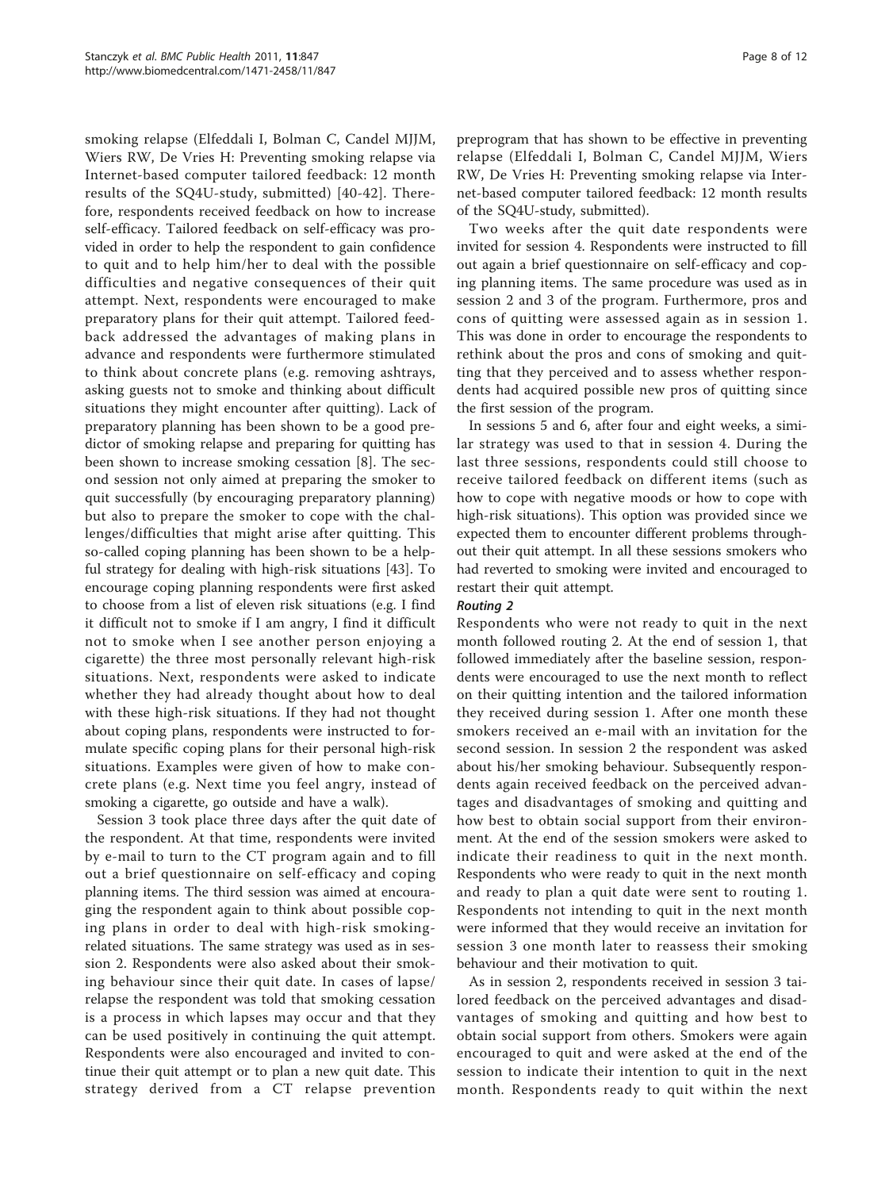smoking relapse (Elfeddali I, Bolman C, Candel MJJM, Wiers RW, De Vries H: Preventing smoking relapse via Internet-based computer tailored feedback: 12 month results of the SQ4U-study, submitted) [40-42]. Therefore, respondents received feedback on how to increase self-efficacy. Tailored feedback on self-efficacy was provided in order to help the respondent to gain confidence to quit and to help him/her to deal with the possible difficulties and negative consequences of their quit attempt. Next, respondents were encouraged to make preparatory plans for their quit attempt. Tailored feedback addressed the advantages of making plans in advance and respondents were furthermore stimulated to think about concrete plans (e.g. removing ashtrays, asking guests not to smoke and thinking about difficult situations they might encounter after quitting). Lack of preparatory planning has been shown to be a good predictor of smoking relapse and preparing for quitting has been shown to increase smoking cessation [8]. The second session not only aimed at preparing the smoker to quit successfully (by encouraging preparatory planning) but also to prepare the smoker to cope with the challenges/difficulties that might arise after quitting. This so-called coping planning has been shown to be a helpful strategy for dealing with high-risk situations [43]. To encourage coping planning respondents were first asked to choose from a list of eleven risk situations (e.g. I find it difficult not to smoke if I am angry, I find it difficult not to smoke when I see another person enjoying a cigarette) the three most personally relevant high-risk situations. Next, respondents were asked to indicate whether they had already thought about how to deal with these high-risk situations. If they had not thought about coping plans, respondents were instructed to formulate specific coping plans for their personal high-risk situations. Examples were given of how to make concrete plans (e.g. Next time you feel angry, instead of smoking a cigarette, go outside and have a walk).

Session 3 took place three days after the quit date of the respondent. At that time, respondents were invited by e-mail to turn to the CT program again and to fill out a brief questionnaire on self-efficacy and coping planning items. The third session was aimed at encouraging the respondent again to think about possible coping plans in order to deal with high-risk smoking-related situations. The same strategy was used as in session 2. Respondents were also asked about their smoking behaviour since their quit date. In cases of lapse/relapse the respondent was told that smoking cessation is a process in which lapses may occur and that they can be used positively in continuing the quit attempt. Respondents were also encouraged and invited to continue their quit attempt or to plan a new quit date. This strategy derived from a CT relapse prevention preprogram that has shown to be effective in preventing relapse (Elfeddali I, Bolman C, Candel MJJM, Wiers RW, De Vries H: Preventing smoking relapse via Internet-based computer tailored feedback: 12 month results of the SQ4U-study, submitted).

Two weeks after the quit date respondents were invited for session 4. Respondents were instructed to fill out again a brief questionnaire on self-efficacy and coping planning items. The same procedure was used as in session 2 and 3 of the program. Furthermore, pros and cons of quitting were assessed again as in session 1. This was done in order to encourage the respondents to rethink about the pros and cons of smoking and quitting that they perceived and to assess whether respondents had acquired possible new pros of quitting since the first session of the program.

In sessions 5 and 6, after four and eight weeks, a similar strategy was used to that in session 4. During the last three sessions, respondents could still choose to receive tailored feedback on different items (such as how to cope with negative moods or how to cope with high-risk situations). This option was provided since we expected them to encounter different problems throughout their quit attempt. In all these sessions smokers who had reverted to smoking were invited and encouraged to restart their quit attempt.

#### *Routing 2*

Respondents who were not ready to quit in the next month followed routing 2. At the end of session 1, that followed immediately after the baseline session, respondents were encouraged to use the next month to reflect on their quitting intention and the tailored information they received during session 1. After one month these smokers received an e-mail with an invitation for the second session. In session 2 the respondent was asked about his/her smoking behaviour. Subsequently respondents again received feedback on the perceived advantages and disadvantages of smoking and quitting and how best to obtain social support from their environment. At the end of the session smokers were asked to indicate their readiness to quit in the next month. Respondents who were ready to quit in the next month and ready to plan a quit date were sent to routing 1. Respondents not intending to quit in the next month were informed that they would receive an invitation for session 3 one month later to reassess their smoking behaviour and their motivation to quit.

As in session 2, respondents received in session 3 tailored feedback on the perceived advantages and disadvantages of smoking and quitting and how best to obtain social support from others. Smokers were again encouraged to quit and were asked at the end of the session to indicate their intention to quit in the next month. Respondents ready to quit within the next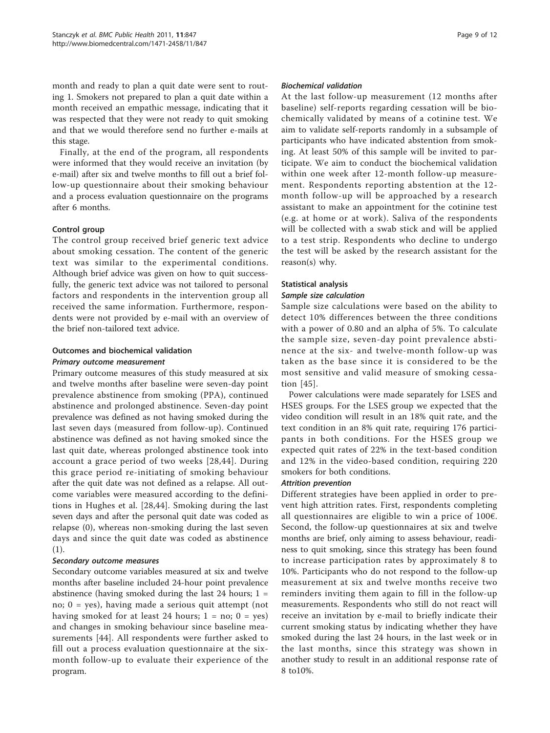month and ready to plan a quit date were sent to routing 1. Smokers not prepared to plan a quit date within a month received an empathic message, indicating that it was respected that they were not ready to quit smoking and that we would therefore send no further e-mails at this stage.

Finally, at the end of the program, all respondents were informed that they would receive an invitation (by e-mail) after six and twelve months to fill out a brief follow-up questionnaire about their smoking behaviour and a process evaluation questionnaire on the programs after 6 months.

### Control group

The control group received brief generic text advice about smoking cessation. The content of the generic text was similar to the experimental conditions. Although brief advice was given on how to quit successfully, the generic text advice was not tailored to personal factors and respondents in the intervention group all received the same information. Furthermore, respondents were not provided by e-mail with an overview of the brief non-tailored text advice.

### Outcomes and biochemical validation

#### *Primary outcome measurement*

Primary outcome measures of this study measured at six and twelve months after baseline were seven-day point prevalence abstinence from smoking (PPA), continued abstinence and prolonged abstinence. Seven-day point prevalence was defined as not having smoked during the last seven days (measured from follow-up). Continued abstinence was defined as not having smoked since the last quit date, whereas prolonged abstinence took into account a grace period of two weeks [28,44]. During this grace period re-initiating of smoking behaviour after the quit date was not defined as a relapse. All outcome variables were measured according to the definitions in Hughes et al. [28,44]. Smoking during the last seven days and after the personal quit date was coded as relapse (0), whereas non-smoking during the last seven days and since the quit date was coded as abstinence (1).

#### *Secondary outcome measures*

Secondary outcome variables measured at six and twelve months after baseline included 24-hour point prevalence abstinence (having smoked during the last 24 hours; 1 = no; 0 = yes), having made a serious quit attempt (not having smoked for at least 24 hours; 1 = no; 0 = yes) and changes in smoking behaviour since baseline measurements [44]. All respondents were further asked to fill out a process evaluation questionnaire at the six-month follow-up to evaluate their experience of the program.

#### *Biochemical validation*

At the last follow-up measurement (12 months after baseline) self-reports regarding cessation will be biochemically validated by means of a cotinine test. We aim to validate self-reports randomly in a subsample of participants who have indicated abstention from smoking. At least 50% of this sample will be invited to participate. We aim to conduct the biochemical validation within one week after 12-month follow-up measurement. Respondents reporting abstention at the 12-month follow-up will be approached by a research assistant to make an appointment for the cotinine test (e.g. at home or at work). Saliva of the respondents will be collected with a swab stick and will be applied to a test strip. Respondents who decline to undergo the test will be asked by the research assistant for the reason(s) why.

### Statistical analysis

#### *Sample size calculation*

Sample size calculations were based on the ability to detect 10% differences between the three conditions with a power of 0.80 and an alpha of 5%. To calculate the sample size, seven-day point prevalence abstinence at the six- and twelve-month follow-up was taken as the base since it is considered to be the most sensitive and valid measure of smoking cessation [45].

Power calculations were made separately for LSES and HSES groups. For the LSES group we expected that the video condition will result in an 18% quit rate, and the text condition in an 8% quit rate, requiring 176 participants in both conditions. For the HSES group we expected quit rates of 22% in the text-based condition and 12% in the video-based condition, requiring 220 smokers for both conditions.

#### *Attrition prevention*

Different strategies have been applied in order to prevent high attrition rates. First, respondents completing all questionnaires are eligible to win a price of 100€. Second, the follow-up questionnaires at six and twelve months are brief, only aiming to assess behaviour, readiness to quit smoking, since this strategy has been found to increase participation rates by approximately 8 to 10%. Participants who do not respond to the follow-up measurement at six and twelve months receive two reminders inviting them again to fill in the follow-up measurements. Respondents who still do not react will receive an invitation by e-mail to briefly indicate their current smoking status by indicating whether they have smoked during the last 24 hours, in the last week or in the last months, since this strategy was shown in another study to result in an additional response rate of 8 to10%.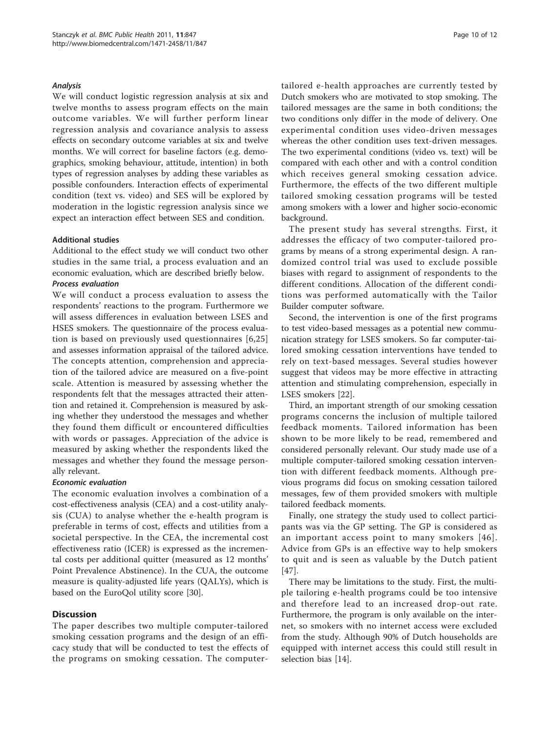#### *Analysis*

We will conduct logistic regression analysis at six and twelve months to assess program effects on the main outcome variables. We will further perform linear regression analysis and covariance analysis to assess effects on secondary outcome variables at six and twelve months. We will correct for baseline factors (e.g. demographics, smoking behaviour, attitude, intention) in both types of regression analyses by adding these variables as possible confounders. Interaction effects of experimental condition (text vs. video) and SES will be explored by moderation in the logistic regression analysis since we expect an interaction effect between SES and condition.

### Additional studies

Additional to the effect study we will conduct two other studies in the same trial, a process evaluation and an economic evaluation, which are described briefly below.

#### *Process evaluation*

We will conduct a process evaluation to assess the respondents' reactions to the program. Furthermore we will assess differences in evaluation between LSES and HSES smokers. The questionnaire of the process evaluation is based on previously used questionnaires [6,25] and assesses information appraisal of the tailored advice. The concepts attention, comprehension and appreciation of the tailored advice are measured on a five-point scale. Attention is measured by assessing whether the respondents felt that the messages attracted their attention and retained it. Comprehension is measured by asking whether they understood the messages and whether they found them difficult or encountered difficulties with words or passages. Appreciation of the advice is measured by asking whether the respondents liked the messages and whether they found the message personally relevant.

#### *Economic evaluation*

The economic evaluation involves a combination of a cost-effectiveness analysis (CEA) and a cost-utility analysis (CUA) to analyse whether the e-health program is preferable in terms of cost, effects and utilities from a societal perspective. In the CEA, the incremental cost effectiveness ratio (ICER) is expressed as the incremental costs per additional quitter (measured as 12 months' Point Prevalence Abstinence). In the CUA, the outcome measure is quality-adjusted life years (QALYs), which is based on the EuroQol utility score [30].

## Discussion

The paper describes two multiple computer-tailored smoking cessation programs and the design of an efficacy study that will be conducted to test the effects of the programs on smoking cessation. The computer-tailored e-health approaches are currently tested by Dutch smokers who are motivated to stop smoking. The tailored messages are the same in both conditions; the two conditions only differ in the mode of delivery. One experimental condition uses video-driven messages whereas the other condition uses text-driven messages. The two experimental conditions (video vs. text) will be compared with each other and with a control condition which receives general smoking cessation advice. Furthermore, the effects of the two different multiple tailored smoking cessation programs will be tested among smokers with a lower and higher socio-economic background.

The present study has several strengths. First, it addresses the efficacy of two computer-tailored programs by means of a strong experimental design. A randomized control trial was used to exclude possible biases with regard to assignment of respondents to the different conditions. Allocation of the different conditions was performed automatically with the Tailor Builder computer software.

Second, the intervention is one of the first programs to test video-based messages as a potential new communication strategy for LSES smokers. So far computer-tailored smoking cessation interventions have tended to rely on text-based messages. Several studies however suggest that videos may be more effective in attracting attention and stimulating comprehension, especially in LSES smokers [22].

Third, an important strength of our smoking cessation programs concerns the inclusion of multiple tailored feedback moments. Tailored information has been shown to be more likely to be read, remembered and considered personally relevant. Our study made use of a multiple computer-tailored smoking cessation intervention with different feedback moments. Although previous programs did focus on smoking cessation tailored messages, few of them provided smokers with multiple tailored feedback moments.

Finally, one strategy the study used to collect participants was via the GP setting. The GP is considered as an important access point to many smokers [46]. Advice from GPs is an effective way to help smokers to quit and is seen as valuable by the Dutch patient [47].

There may be limitations to the study. First, the multiple tailoring e-health programs could be too intensive and therefore lead to an increased drop-out rate. Furthermore, the program is only available on the internet, so smokers with no internet access were excluded from the study. Although 90% of Dutch households are equipped with internet access this could still result in selection bias [14].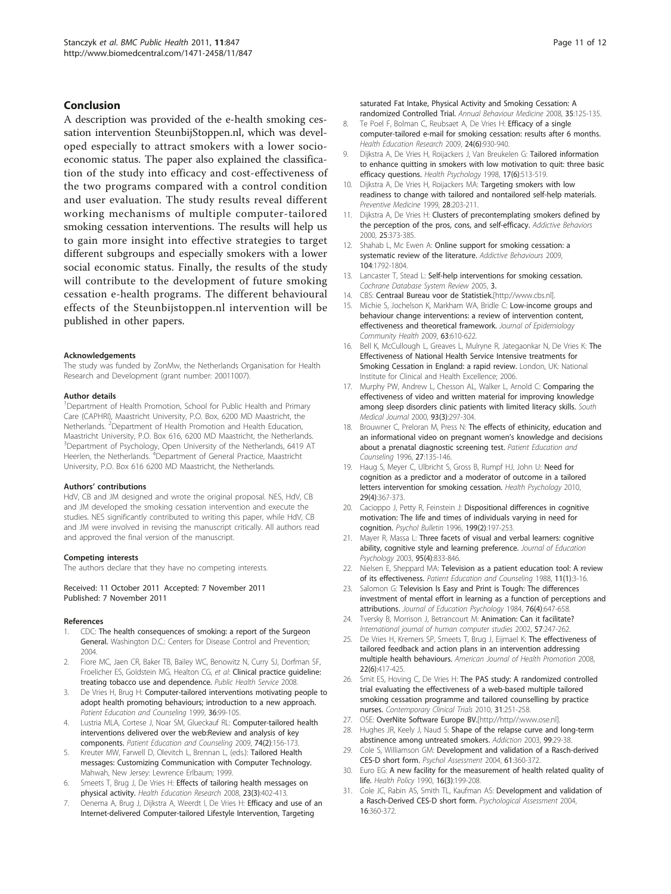## Conclusion

A description was provided of the e-health smoking cessation intervention SteunbijStoppen.nl, which was developed especially to attract smokers with a lower socio-economic status. The paper also explained the classification of the study into efficacy and cost-effectiveness of the two programs compared with a control condition and user evaluation. The study results reveal different working mechanisms of multiple computer-tailored smoking cessation interventions. The results will help us to gain more insight into effective strategies to target different subgroups and especially smokers with a lower social economic status. Finally, the results of the study will contribute to the development of future smoking cessation e-health programs. The different behavioural effects of the Steunbijstoppen.nl intervention will be published in other papers.

#### Acknowledgements

The study was funded by ZonMw, the Netherlands Organisation for Health Research and Development (grant number: 20011007).

#### Author details

[1]Department of Health Promotion, School for Public Health and Primary Care (CAPHRI), Maastricht University, P.O. Box, 6200 MD Maastricht, the Netherlands. [2]Department of Health Promotion and Health Education, Maastricht University, P.O. Box 616, 6200 MD Maastricht, the Netherlands. [3]Department of Psychology, Open University of the Netherlands, 6419 AT Heerlen, the Netherlands. [4]Department of General Practice, Maastricht University, P.O. Box 616 6200 MD Maastricht, the Netherlands.

#### Authors' contributions

HdV, CB and JM designed and wrote the original proposal. NES, HdV, CB and JM developed the smoking cessation intervention and execute the studies. NES significantly contributed to writing this paper, while HdV, CB and JM were involved in revising the manuscript critically. All authors read and approved the final version of the manuscript.

#### Competing interests

The authors declare that they have no competing interests.

Received: 11 October 2011 Accepted: 7 November 2011
Published: 7 November 2011

#### References

1. CDC: **The health consequences of smoking: a report of the Surgeon General.** Washington D.C.: Centers for Disease Control and Prevention; 2004.
2. Fiore MC, Jaen CR, Baker TB, Bailey WC, Benowitz N, Curry SJ, Dorfman SF, Froelicher ES, Goldstein MG, Healton CG, *et al*: **Clinical practice guideline: treating tobacco use and dependence.** *Public Health Service* 2008.
3. De Vries H, Brug H: **Computer-tailored interventions motivating people to adopt health promoting behaviours; introduction to a new approach.** *Patient Education and Counseling* 1999, **36**:99-105.
4. Lustria MLA, Cortese J, Noar SM, Glueckauf RL: **Computer-tailored health interventions delivered over the web:Review and analysis of key components.** *Patient Education and Counseling* 2009, **74(2)**:156-173.
5. Kreuter MW, Farwell D, Olevitch L, Brennan L, (eds.): **Tailored Health messages: Customizing Communication with Computer Technology.** Mahwah, New Jersey: Lewrence Erlbaum; 1999.
6. Smeets T, Brug J, De Vries H: **Effects of tailoring health messages on physical activity.** *Health Education Research* 2008, **23(3)**:402-413.
7. Oenema A, Brug J, Dijkstra A, Weerdt I, De Vries H: **Efficacy and use of an Internet-delivered Computer-tailored Lifestyle Intervention, Targeting saturated Fat Intake, Physical Activity and Smoking Cessation: A randomized Controlled Trial.** *Annual Behaviour Medicine* 2008, **35**:125-135.
8. Te Poel F, Bolman C, Reubsaet A, De Vries H: **Efficacy of a single computer-tailored e-mail for smoking cessation: results after 6 months.** *Health Education Research* 2009, **24(6)**:930-940.
9. Dijkstra A, De Vries H, Roijackers J, Van Breukelen G: **Tailored information to enhance quitting in smokers with low motivation to quit: three basic efficacy questions.** *Health Psychology* 1998, **17(6)**:513-519.
10. Dijkstra A, De Vries H, Roijackers MA: **Targeting smokers with low readiness to change with tailored and nontailored self-help materials.** *Preventive Medicine* 1999, **28**:203-211.
11. Dijkstra A, De Vries H: **Clusters of precontemplating smokers defined by the perception of the pros, cons, and self-efficacy.** *Addictive Behaviors* 2000, **25**:373-385.
12. Shahab L, Mc Ewen A: **Online support for smoking cessation: a systematic review of the literature.** *Addictive Behaviours* 2009, **104**:1792-1804.
13. Lancaster T, Stead L: **Self-help interventions for smoking cessation.** *Cochrane Database System Review* 2005, **3.**
14. CBS: **Centraal Bureau voor de Statistiek.**[http://www.cbs.nl].
15. Michie S, Jochelson K, Markham WA, Bridle C: **Low-income groups and behaviour change interventions: a review of intervention content, effectiveness and theoretical framework.** *Journal of Epidemiology Community Health* 2009, **63**:610-622.
16. Bell K, McCullough L, Greaves L, Mulryne R, Jategaonkar N, De Vries K: **The Effectiveness of National Health Service Intensive treatments for Smoking Cessation in England: a rapid review.** London, UK: National Institute for Clinical and Health Excellence; 2006.
17. Murphy PW, Andrew L, Chesson AL, Walker L, Arnold C: **Comparing the effectiveness of video and written material for improving knowledge among sleep disorders clinic patients with limited literacy skills.** *South Medical Journal* 2000, **93(3)**:297-304.
18. Brouwner C, Preloran M, Press N: **The effects of ethinicity, education and an informational video on pregnant women's knowledge and decisions about a prenatal diagnostic screening test.** *Patient Education and Counseling* 1996, **27**:135-146.
19. Haug S, Meyer C, Ulbricht S, Gross B, Rumpf HJ, John U: **Need for cognition as a predictor and a moderator of outcome in a tailored letters intervention for smoking cessation.** *Health Psychology* 2010, **29(4)**:367-373.
20. Cacioppo J, Petty R, Feinstein J: **Dispositional differences in cognitive motivation: The life and times of individuals varying in need for cognition.** *Psychol Bulletin* 1996, **199(2)**:197-253.
21. Mayer R, Massa L: **Three facets of visual and verbal learners: cognitive ability, cognitive style and learning preference.** *Journal of Education Psychology* 2003, **95(4)**:833-846.
22. Nielsen E, Sheppard MA: **Television as a patient education tool: A review of its effectiveness.** *Patient Education and Counseling* 1988, **11(1)**:3-16.
23. Salomon G: **Television Is Easy and Print is Tough: The differences investment of mental effort in learning as a function of perceptions and attributions.** *Journal of Education Psychology* 1984, **76(4)**:647-658.
24. Tversky B, Morrison J, Betrancourt M: **Animation: Can it facilitate?** *International journal of human computer studies* 2002, **57**:247-262.
25. De Vries H, Kremers SP, Smeets T, Brug J, Eijmael K: **The effectiveness of tailored feedback and action plans in an intervention addressing multiple health behaviours.** *American Journal of Health Promotion* 2008, **22(6)**:417-425.
26. Smit ES, Hoving C, De Vries H: **The PAS study: A randomized controlled trial evaluating the effectiveness of a web-based multiple tailored smoking cessation programme and tailored counselling by practice nurses.** *Contemporary Clinical Trials* 2010, **31**:251-258.
27. OSE: **OverNite Software Europe BV.**[http://http//:www.ose.nl].
28. Hughes JR, Keely J, Naud S: **Shape of the relapse curve and long-term abstinence among untreated smokers.** *Addiction* 2003, **99**:29-38.
29. Cole S, Williamson GM: **Development and validation of a Rasch-derived CES-D short form.** *Psychol Assessment* 2004, **61**:360-372.
30. Euro EG: **A new facility for the measurement of health related quality of life.** *Health Policy* 1990, **16(3)**:199-208.
31. Cole JC, Rabin AS, Smith TL, Kaufman AS: **Development and validation of a Rasch-Derived CES-D short form.** *Psychological Assessment* 2004, **16**:360-372.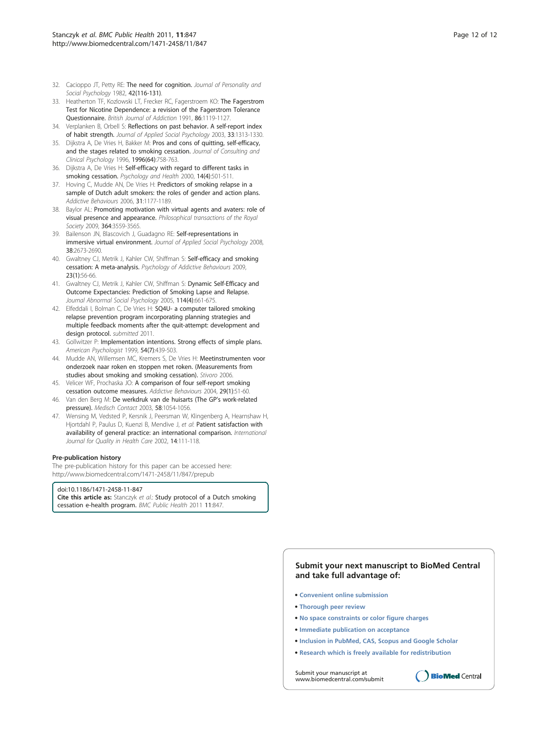32. Cacioppo JT, Petty RE: **The need for cognition.** *Journal of Personality and Social Psychology* 1982, **42(116-131)**.
33. Heatherton TF, Kozlowski LT, Frecker RC, Fagerstroem KO: **The Fagerstrom Test for Nicotine Dependence: a revision of the Fagerstrom Tolerance Questionnaire.** *British Journal of Addiction* 1991, **86**:1119-1127.
34. Verplanken B, Orbell S: **Reflections on past behavior. A self-report index of habit strength.** *Journal of Applied Social Psychology* 2003, **33**:1313-1330.
35. Dijkstra A, De Vries H, Bakker M: **Pros and cons of quitting, self-efficacy, and the stages related to smoking cessation.** *Journal of Consulting and Clinical Psychology* 1996, **1996(64)**:758-763.
36. Dijkstra A, De Vries H: **Self-efficacy with regard to different tasks in smoking cessation.** *Psychology and Health* 2000, **14(4)**:501-511.
37. Hoving C, Mudde AN, De Vries H: **Predictors of smoking relapse in a sample of Dutch adult smokers: the roles of gender and action plans.** *Addictive Behaviours* 2006, **31**:1177-1189.
38. Baylor AL: **Promoting motivation with virtual agents and avaters: role of visual presence and appearance.** *Philosophical transactions of the Royal Society* 2009, **364**:3559-3565.
39. Bailenson JN, Blascovich J, Guadagno RE: **Self-representations in immersive virtual environment.** *Journal of Applied Social Psychology* 2008, **38**:2673-2690.
40. Gwaltney CJ, Metrik J, Kahler CW, Shiffman S: **Self-efficacy and smoking cessation: A meta-analysis.** *Psychology of Addictive Behaviours* 2009, **23(1)**:56-66.
41. Gwaltney CJ, Metrik J, Kahler CW, Shiffman S: **Dynamic Self-Efficacy and Outcome Expectancies: Prediction of Smoking Lapse and Relapse.** *Journal Abnormal Social Psychology* 2005, **114(4)**:661-675.
42. Elfeddali I, Bolman C, De Vries H: **SQ4U- a computer tailored smoking relapse prevention program incorporating planning strategies and multiple feedback moments after the quit-attempt: development and design protocol.** *submitted* 2011.
43. Gollwitzer P: **Implementation intentions. Strong effects of simple plans.** *American Psychologist* 1999, **54(7)**:439-503.
44. Mudde AN, Willemsen MC, Kremers S, De Vries H: **Meetinstrumenten voor onderzoek naar roken en stoppen met roken. (Measurements from studies about smoking and smoking cessation).** *Stivoro* 2006.
45. Velicer WF, Prochaska JO: **A comparison of four self-report smoking cessation outcome measures.** *Addictive Behaviours* 2004, **29(1)**:51-60.
46. Van den Berg M: **De werkdruk van de huisarts (The GP's work-related pressure).** *Medisch Contact* 2003, **58**:1054-1056.
47. Wensing M, Vedsted P, Kersnik J, Peersman W, Klingenberg A, Hearnshaw H, Hjortdahl P, Paulus D, Kuenzi B, Mendive J, *et al*: **Patient satisfaction with availability of general practice: an international comparison.** *International Journal for Quality in Health Care* 2002, **14**:111-118.

### Pre-publication history

The pre-publication history for this paper can be accessed here: http://www.biomedcentral.com/1471-2458/11/847/prepub

doi:10.1186/1471-2458-11-847

**Cite this article as:** Stanczyk *et al.*: Study protocol of a Dutch smoking cessation e-health program. *BMC Public Health* 2011 **11**:847.

**Submit your next manuscript to BioMed Central and take full advantage of:**

- Convenient online submission
- Thorough peer review
- No space constraints or color figure charges
- Immediate publication on acceptance
- Inclusion in PubMed, CAS, Scopus and Google Scholar
- Research which is freely available for redistribution

Submit your manuscript at www.biomedcentral.com/submit

BioMed Central